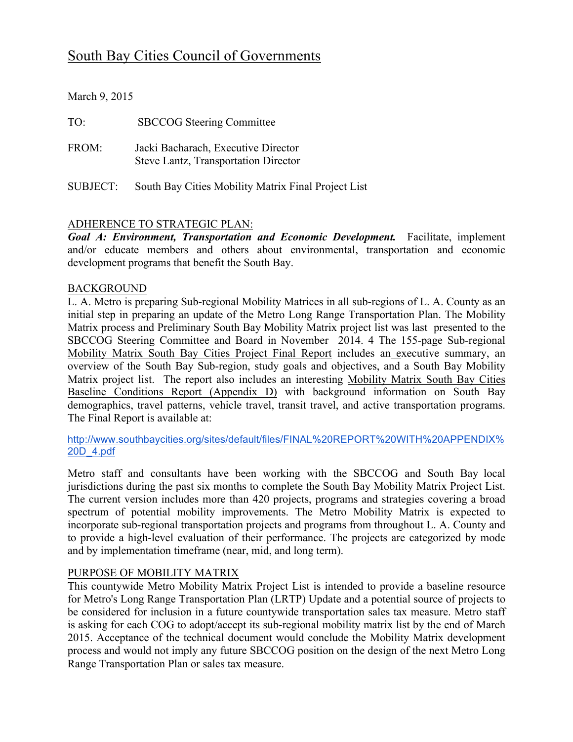# South Bay Cities Council of Governments

March 9, 2015

TO: SBCCOG Steering Committee

FROM: Jacki Bacharach, Executive Director
Steve Lantz, Transportation Director

SUBJECT: South Bay Cities Mobility Matrix Final Project List

## ADHERENCE TO STRATEGIC PLAN:

***Goal A: Environment, Transportation and Economic Development.*** Facilitate, implement and/or educate members and others about environmental, transportation and economic development programs that benefit the South Bay.

## BACKGROUND

L. A. Metro is preparing Sub-regional Mobility Matrices in all sub-regions of L. A. County as an initial step in preparing an update of the Metro Long Range Transportation Plan. The Mobility Matrix process and Preliminary South Bay Mobility Matrix project list was last presented to the SBCCOG Steering Committee and Board in November 2014. 4 The 155-page Sub-regional Mobility Matrix South Bay Cities Project Final Report includes an executive summary, an overview of the South Bay Sub-region, study goals and objectives, and a South Bay Mobility Matrix project list. The report also includes an interesting Mobility Matrix South Bay Cities Baseline Conditions Report (Appendix D) with background information on South Bay demographics, travel patterns, vehicle travel, transit travel, and active transportation programs. The Final Report is available at:

http://www.southbaycities.org/sites/default/files/FINAL%20REPORT%20WITH%20APPENDIX%20D_4.pdf

Metro staff and consultants have been working with the SBCCOG and South Bay local jurisdictions during the past six months to complete the South Bay Mobility Matrix Project List. The current version includes more than 420 projects, programs and strategies covering a broad spectrum of potential mobility improvements. The Metro Mobility Matrix is expected to incorporate sub-regional transportation projects and programs from throughout L. A. County and to provide a high-level evaluation of their performance. The projects are categorized by mode and by implementation timeframe (near, mid, and long term).

## PURPOSE OF MOBILITY MATRIX

This countywide Metro Mobility Matrix Project List is intended to provide a baseline resource for Metro's Long Range Transportation Plan (LRTP) Update and a potential source of projects to be considered for inclusion in a future countywide transportation sales tax measure. Metro staff is asking for each COG to adopt/accept its sub-regional mobility matrix list by the end of March 2015. Acceptance of the technical document would conclude the Mobility Matrix development process and would not imply any future SBCCOG position on the design of the next Metro Long Range Transportation Plan or sales tax measure.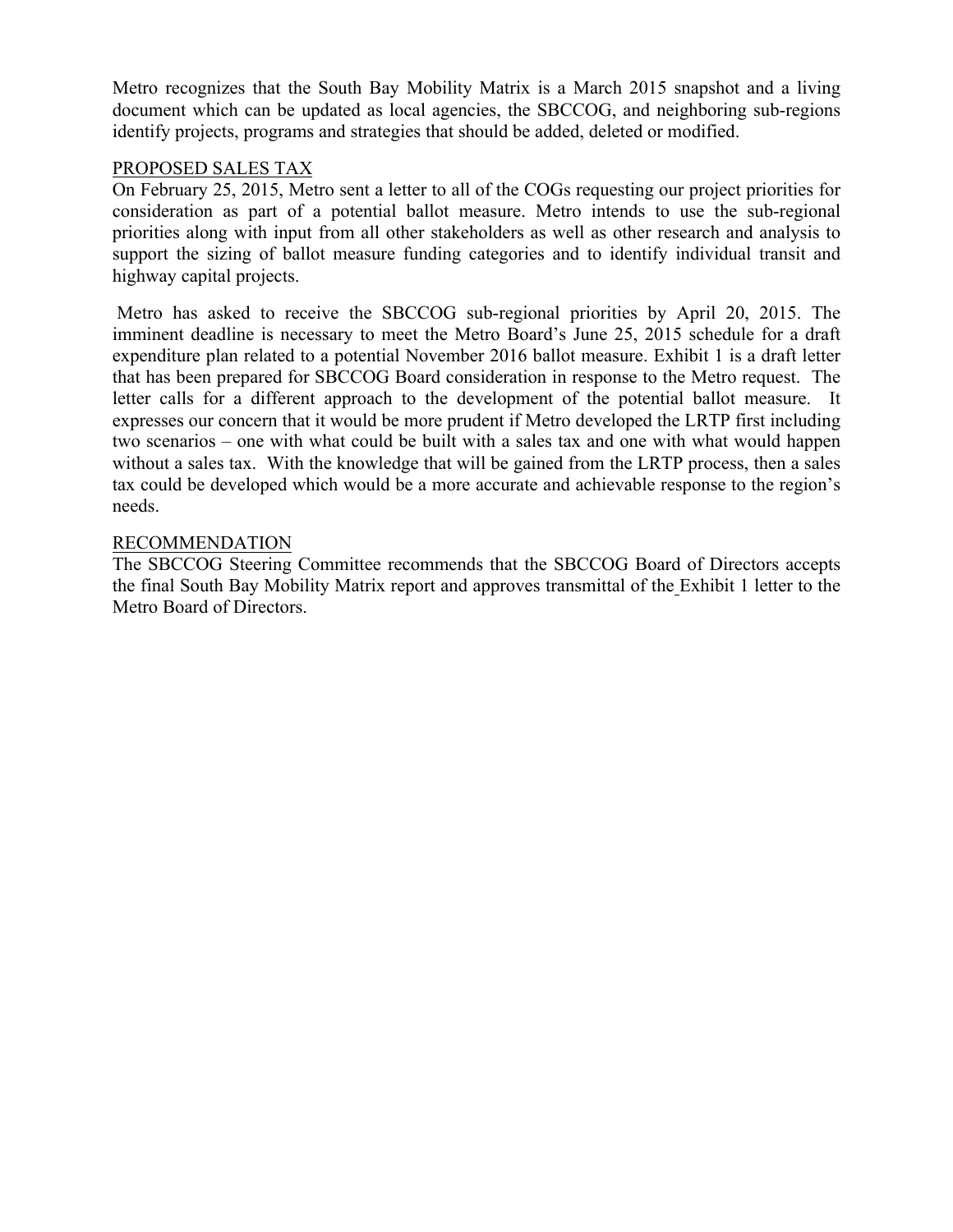Metro recognizes that the South Bay Mobility Matrix is a March 2015 snapshot and a living document which can be updated as local agencies, the SBCCOG, and neighboring sub-regions identify projects, programs and strategies that should be added, deleted or modified.

## PROPOSED SALES TAX

On February 25, 2015, Metro sent a letter to all of the COGs requesting our project priorities for consideration as part of a potential ballot measure. Metro intends to use the sub-regional priorities along with input from all other stakeholders as well as other research and analysis to support the sizing of ballot measure funding categories and to identify individual transit and highway capital projects.

Metro has asked to receive the SBCCOG sub-regional priorities by April 20, 2015. The imminent deadline is necessary to meet the Metro Board's June 25, 2015 schedule for a draft expenditure plan related to a potential November 2016 ballot measure. Exhibit 1 is a draft letter that has been prepared for SBCCOG Board consideration in response to the Metro request. The letter calls for a different approach to the development of the potential ballot measure. It expresses our concern that it would be more prudent if Metro developed the LRTP first including two scenarios – one with what could be built with a sales tax and one with what would happen without a sales tax. With the knowledge that will be gained from the LRTP process, then a sales tax could be developed which would be a more accurate and achievable response to the region's needs.

## RECOMMENDATION

The SBCCOG Steering Committee recommends that the SBCCOG Board of Directors accepts the final South Bay Mobility Matrix report and approves transmittal of the Exhibit 1 letter to the Metro Board of Directors.